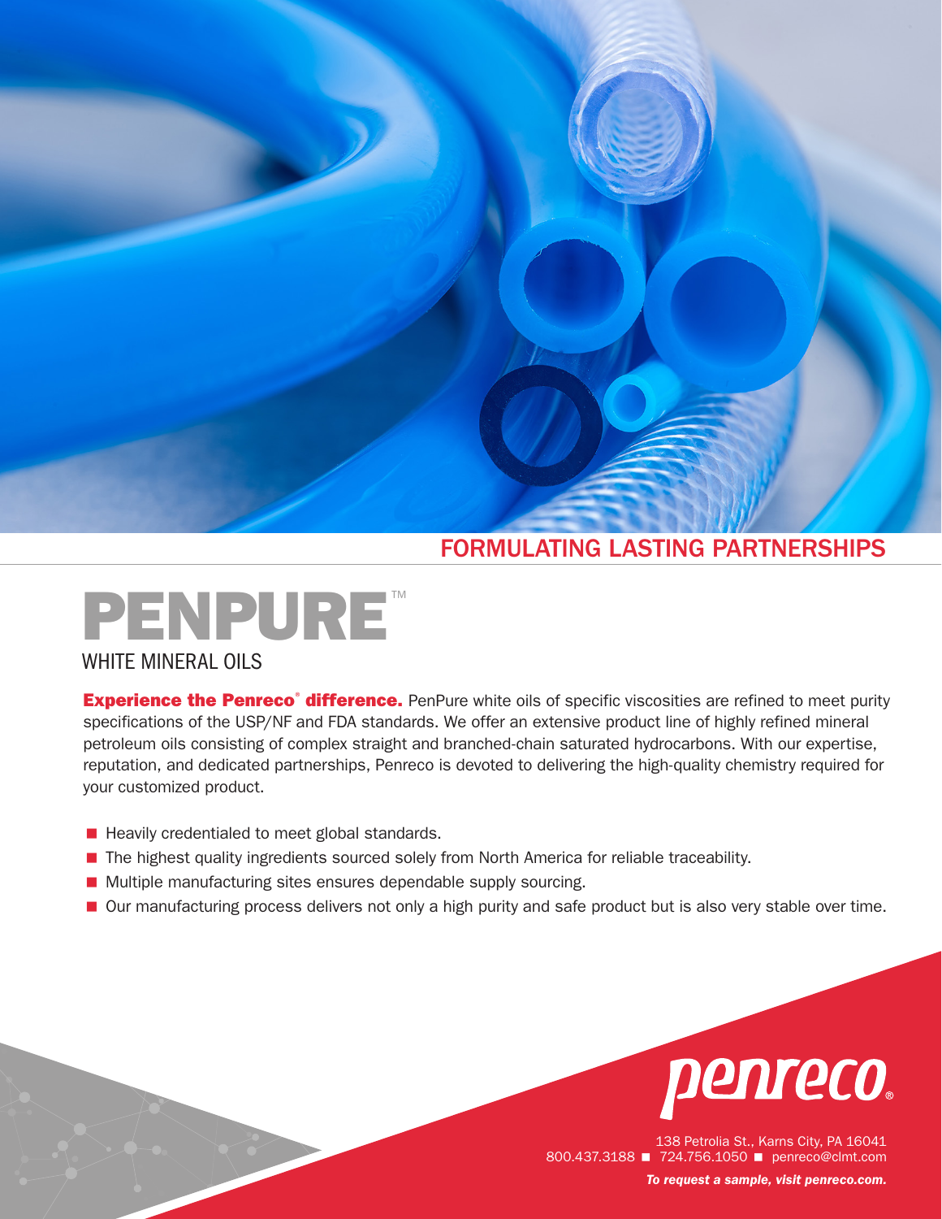## FORMULATING LASTING PARTNERSHIPS

# PENPURE™

## WHITE MINERAL OILS

**Experience the Penreco® difference.** PenPure white oils of specific viscosities are refined to meet purity specifications of the USP/NF and FDA standards. We offer an extensive product line of highly refined mineral petroleum oils consisting of complex straight and branched-chain saturated hydrocarbons. With our expertise, reputation, and dedicated partnerships, Penreco is devoted to delivering the high-quality chemistry required for your customized product.

- Heavily credentialed to meet global standards.
- The highest quality ingredients sourced solely from North America for reliable traceability.
- Multiple manufacturing sites ensures dependable supply sourcing.
- Our manufacturing process delivers not only a high purity and safe product but is also very stable over time.

penreco®

138 Petrolia St., Karns City, PA 16041
800.437.3188 ■ 724.756.1050 ■ penreco@clmt.com

***To request a sample, visit penreco.com.***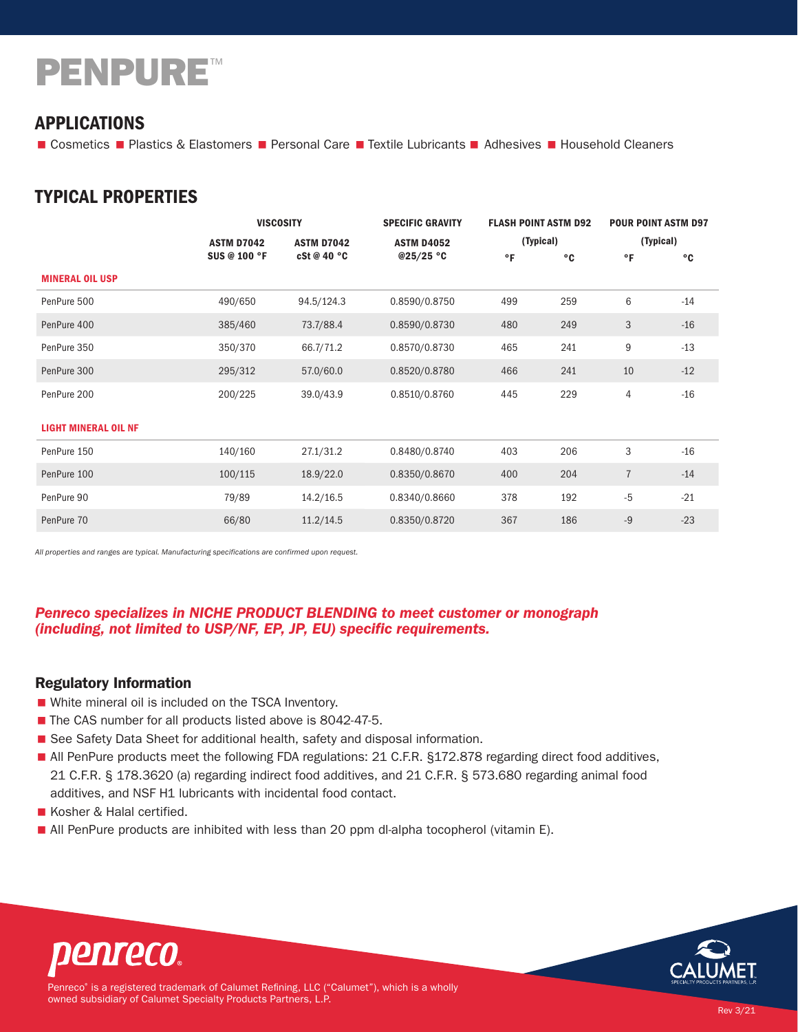# PENPURE™

## APPLICATIONS

■ Cosmetics ■ Plastics & Elastomers ■ Personal Care ■ Textile Lubricants ■ Adhesives ■ Household Cleaners

## TYPICAL PROPERTIES

| | VISCOSITY | | SPECIFIC GRAVITY | FLASH POINT ASTM D92 (Typical) | | POUR POINT ASTM D97 (Typical) | |
|---|---|---|---|---|---|---|---|
| | ASTM D7042 SUS @ 100 °F | ASTM D7042 cSt @ 40 °C | ASTM D4052 @25/25 °C | °F | °C | °F | °C |
| **MINERAL OIL USP** | | | | | | | |
| PenPure 500 | 490/650 | 94.5/124.3 | 0.8590/0.8750 | 499 | 259 | 6 | -14 |
| PenPure 400 | 385/460 | 73.7/88.4 | 0.8590/0.8730 | 480 | 249 | 3 | -16 |
| PenPure 350 | 350/370 | 66.7/71.2 | 0.8570/0.8730 | 465 | 241 | 9 | -13 |
| PenPure 300 | 295/312 | 57.0/60.0 | 0.8520/0.8780 | 466 | 241 | 10 | -12 |
| PenPure 200 | 200/225 | 39.0/43.9 | 0.8510/0.8760 | 445 | 229 | 4 | -16 |
| **LIGHT MINERAL OIL NF** | | | | | | | |
| PenPure 150 | 140/160 | 27.1/31.2 | 0.8480/0.8740 | 403 | 206 | 3 | -16 |
| PenPure 100 | 100/115 | 18.9/22.0 | 0.8350/0.8670 | 400 | 204 | 7 | -14 |
| PenPure 90 | 79/89 | 14.2/16.5 | 0.8340/0.8660 | 378 | 192 | -5 | -21 |
| PenPure 70 | 66/80 | 11.2/14.5 | 0.8350/0.8720 | 367 | 186 | -9 | -23 |

*All properties and ranges are typical. Manufacturing specifications are confirmed upon request.*

***Penreco specializes in NICHE PRODUCT BLENDING to meet customer or monograph (including, not limited to USP/NF, EP, JP, EU) specific requirements.***

### Regulatory Information

- White mineral oil is included on the TSCA Inventory.
- The CAS number for all products listed above is 8042-47-5.
- See Safety Data Sheet for additional health, safety and disposal information.
- All PenPure products meet the following FDA regulations: 21 C.F.R. §172.878 regarding direct food additives, 21 C.F.R. § 178.3620 (a) regarding indirect food additives, and 21 C.F.R. § 573.680 regarding animal food additives, and NSF H1 lubricants with incidental food contact.
- Kosher & Halal certified.
- All PenPure products are inhibited with less than 20 ppm dl-alpha tocopherol (vitamin E).

penreco.

Penreco® is a registered trademark of Calumet Refining, LLC ("Calumet"), which is a wholly owned subsidiary of Calumet Specialty Products Partners, L.P.

CALUMET SPECIALTY PRODUCTS PARTNERS, L.P.

Rev 3/21